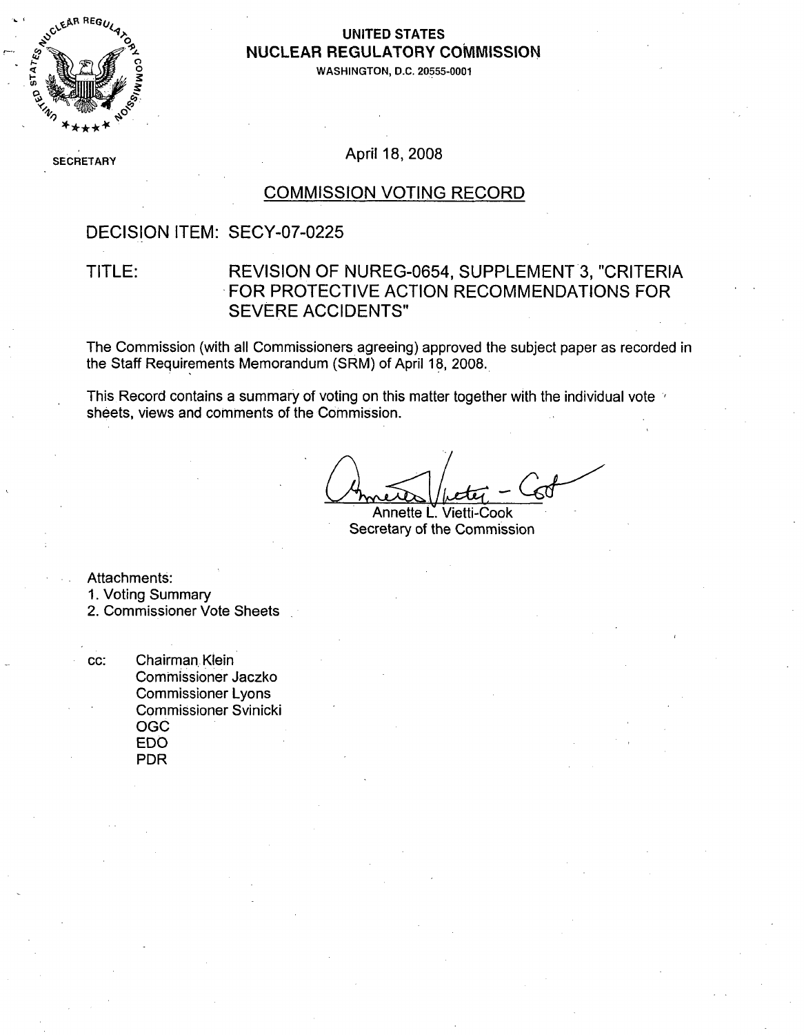**UNITED STATES**
**NUCLEAR REGULATORY COMMISSION**
WASHINGTON, D.C. 20555-0001

SECRETARY

April 18, 2008

## COMMISSION VOTING RECORD

DECISION ITEM: SECY-07-0225

TITLE: REVISION OF NUREG-0654, SUPPLEMENT 3, "CRITERIA FOR PROTECTIVE ACTION RECOMMENDATIONS FOR SEVERE ACCIDENTS"

The Commission (with all Commissioners agreeing) approved the subject paper as recorded in the Staff Requirements Memorandum (SRM) of April 18, 2008.

This Record contains a summary of voting on this matter together with the individual vote sheets, views and comments of the Commission.

Annette L. Vietti-Cook
Secretary of the Commission

Attachments:
1. Voting Summary
2. Commissioner Vote Sheets

cc: Chairman Klein
Commissioner Jaczko
Commissioner Lyons
Commissioner Svinicki
OGC
EDO
PDR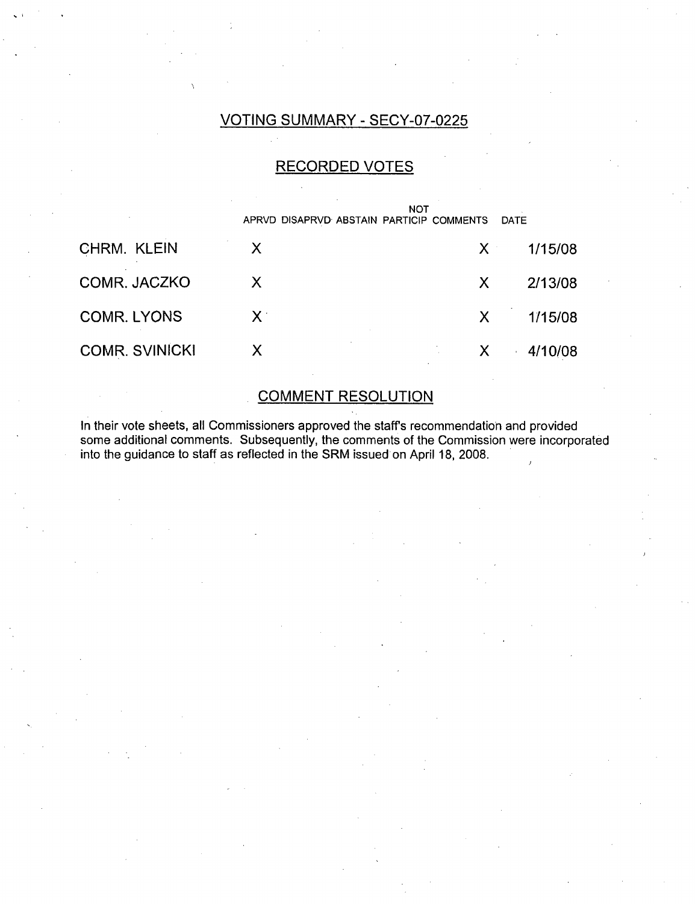## VOTING SUMMARY - SECY-07-0225

### RECORDED VOTES

| | APRVD | DISAPRVD | ABSTAIN | NOT PARTICIP | COMMENTS | DATE |
|---|---|---|---|---|---|---|
| CHRM. KLEIN | X | | | | X | 1/15/08 |
| COMR. JACZKO | X | | | | X | 2/13/08 |
| COMR. LYONS | X | | | | X | 1/15/08 |
| COMR. SVINICKI | X | | | | X | 4/10/08 |

### COMMENT RESOLUTION

In their vote sheets, all Commissioners approved the staff's recommendation and provided some additional comments. Subsequently, the comments of the Commission were incorporated into the guidance to staff as reflected in the SRM issued on April 18, 2008.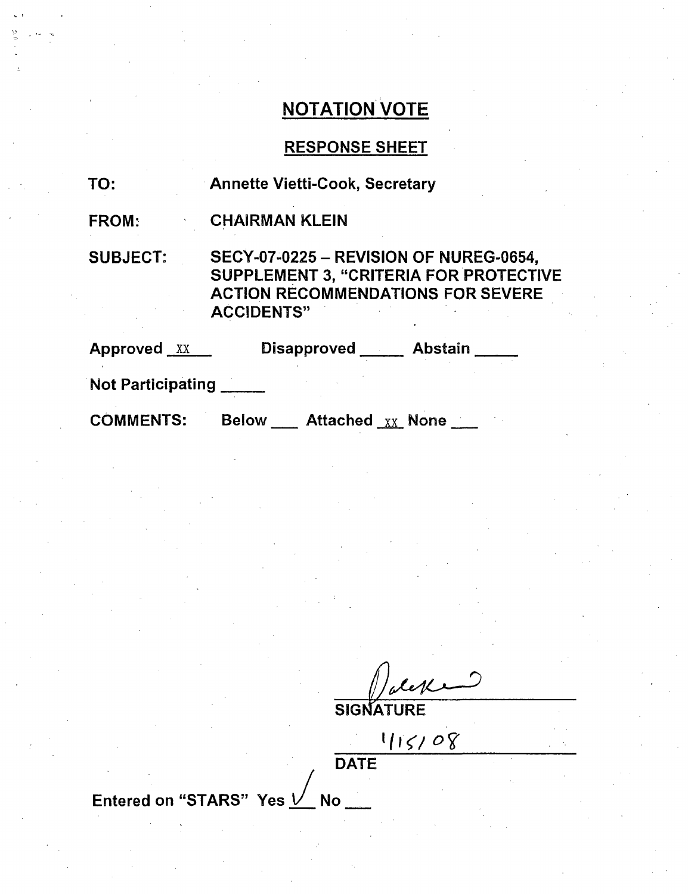# NOTATION VOTE

## RESPONSE SHEET

**TO:** Annette Vietti-Cook, Secretary

**FROM:** CHAIRMAN KLEIN

**SUBJECT:** SECY-07-0225 – REVISION OF NUREG-0654, SUPPLEMENT 3, "CRITERIA FOR PROTECTIVE ACTION RECOMMENDATIONS FOR SEVERE ACCIDENTS"

**Approved** XX **Disapproved** \_\_\_\_\_ **Abstain** \_\_\_\_\_

**Not Participating** \_\_\_\_\_

**COMMENTS:** Below \_\_\_ Attached XX None \_\_\_

[signature]

**SIGNATURE**

1/15/08

**DATE**

Entered on "STARS" Yes ✓ No \_\_\_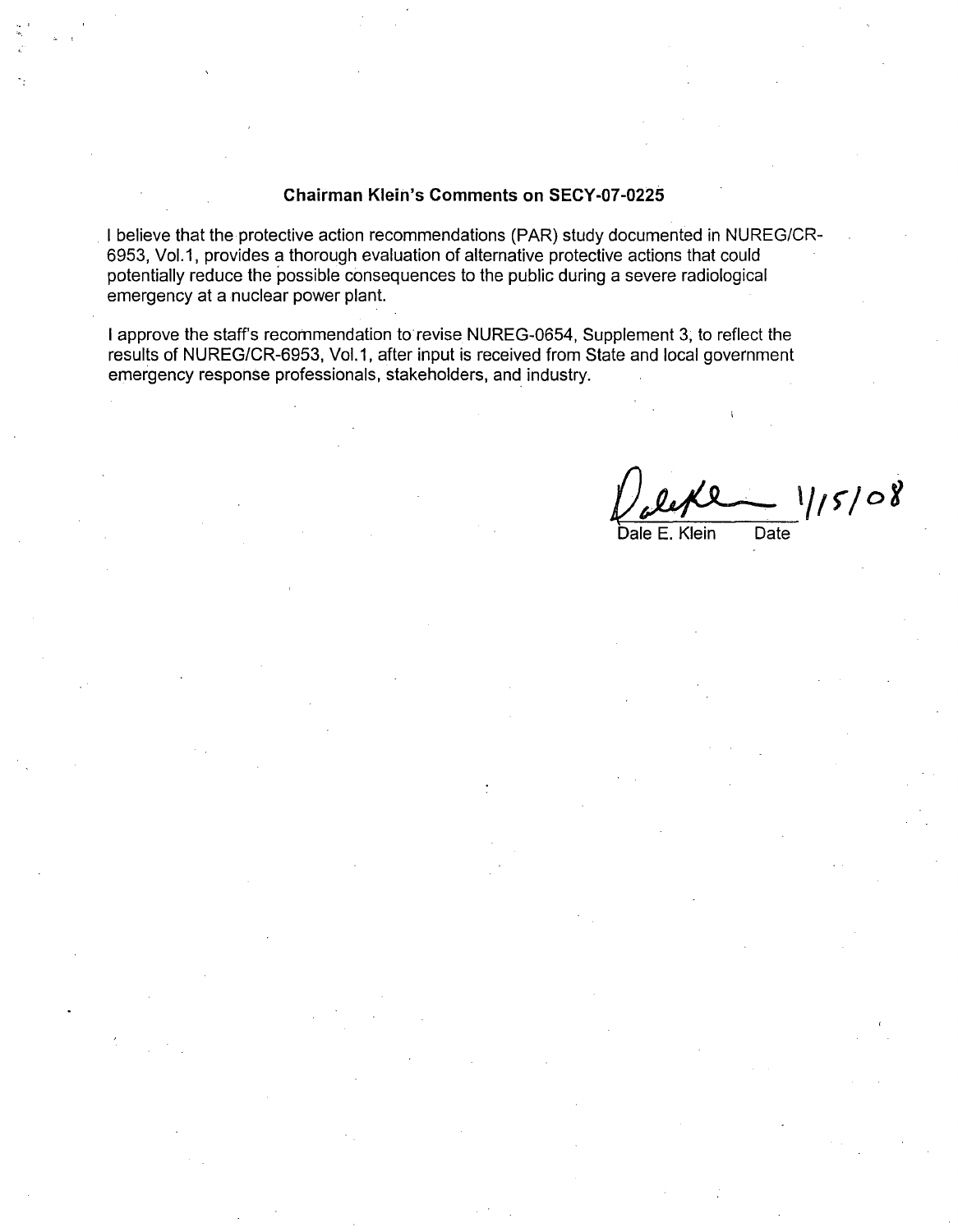**Chairman Klein's Comments on SECY-07-0225**

I believe that the protective action recommendations (PAR) study documented in NUREG/CR-6953, Vol.1, provides a thorough evaluation of alternative protective actions that could potentially reduce the possible consequences to the public during a severe radiological emergency at a nuclear power plant.

I approve the staff's recommendation to revise NUREG-0654, Supplement 3, to reflect the results of NUREG/CR-6953, Vol.1, after input is received from State and local government emergency response professionals, stakeholders, and industry.

Dale E. Klein 1/15/08

Dale E. Klein    Date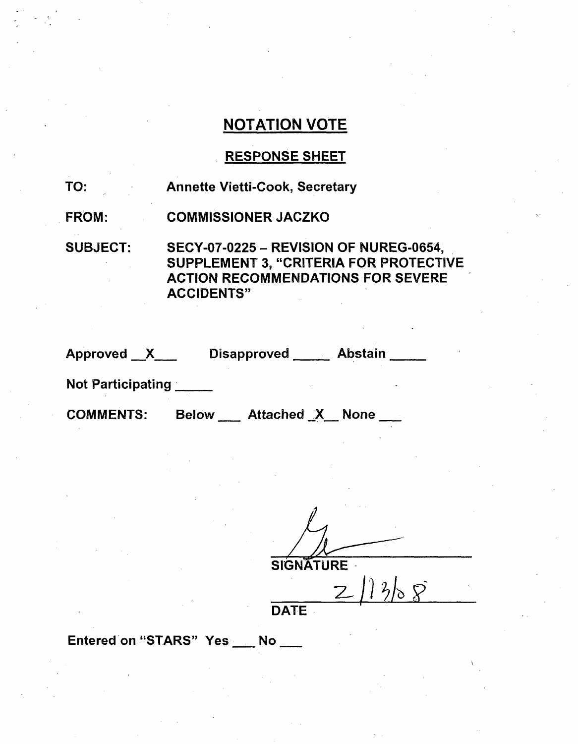## NOTATION VOTE

### RESPONSE SHEET

TO: Annette Vietti-Cook, Secretary

FROM: COMMISSIONER JACZKO

SUBJECT: SECY-07-0225 – REVISION OF NUREG-0654, SUPPLEMENT 3, "CRITERIA FOR PROTECTIVE ACTION RECOMMENDATIONS FOR SEVERE ACCIDENTS"

Approved __X___ Disapproved _____ Abstain _____

Not Participating _____

COMMENTS: Below ___ Attached _X__ None ___

SIGNATURE

2/13/08

DATE

Entered on "STARS" Yes ___ No ___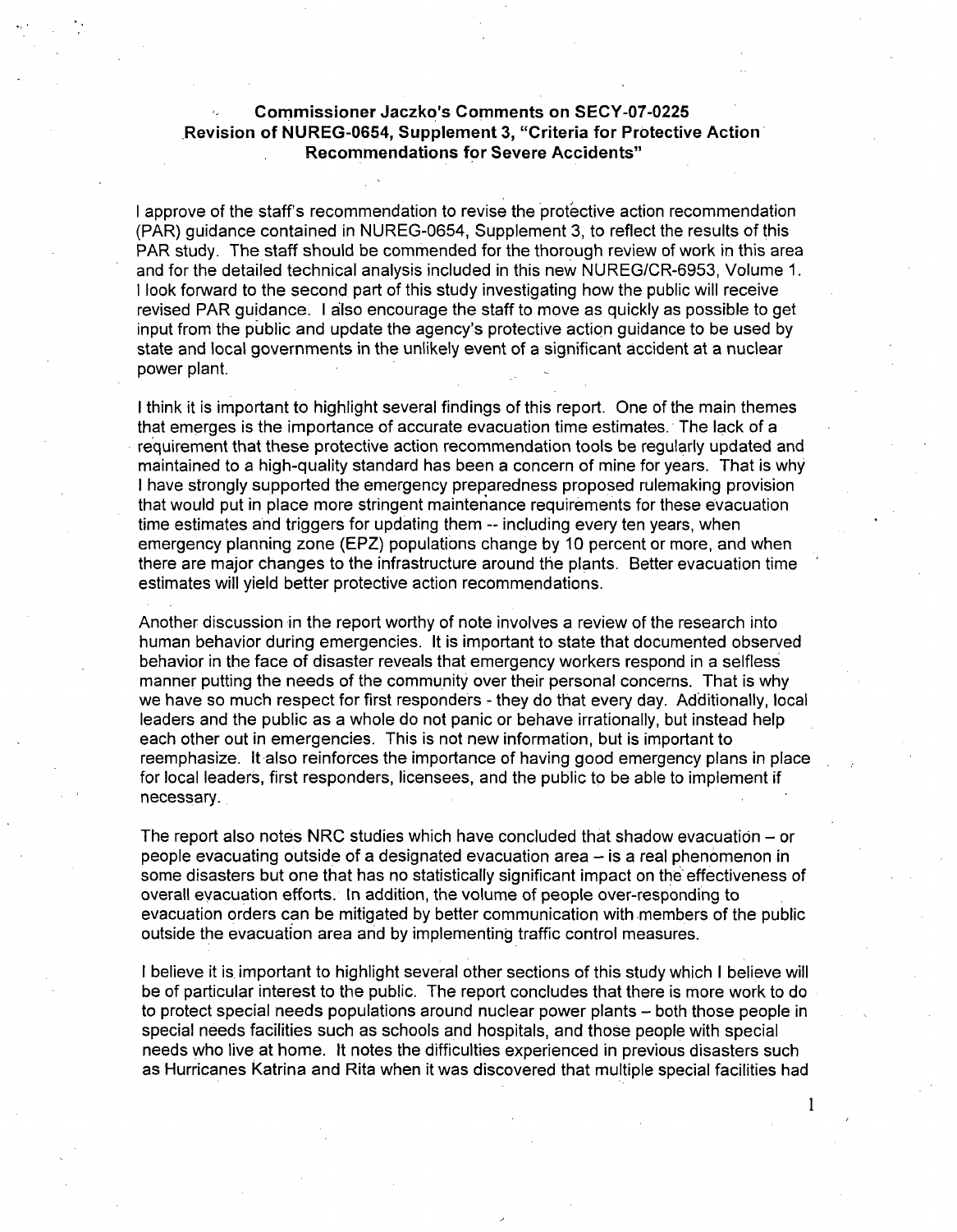**Commissioner Jaczko's Comments on SECY-07-0225**
**Revision of NUREG-0654, Supplement 3, "Criteria for Protective Action Recommendations for Severe Accidents"**

I approve of the staff's recommendation to revise the protective action recommendation (PAR) guidance contained in NUREG-0654, Supplement 3, to reflect the results of this PAR study. The staff should be commended for the thorough review of work in this area and for the detailed technical analysis included in this new NUREG/CR-6953, Volume 1. I look forward to the second part of this study investigating how the public will receive revised PAR guidance. I also encourage the staff to move as quickly as possible to get input from the public and update the agency's protective action guidance to be used by state and local governments in the unlikely event of a significant accident at a nuclear power plant.

I think it is important to highlight several findings of this report. One of the main themes that emerges is the importance of accurate evacuation time estimates. The lack of a requirement that these protective action recommendation tools be regularly updated and maintained to a high-quality standard has been a concern of mine for years. That is why I have strongly supported the emergency preparedness proposed rulemaking provision that would put in place more stringent maintenance requirements for these evacuation time estimates and triggers for updating them -- including every ten years, when emergency planning zone (EPZ) populations change by 10 percent or more, and when there are major changes to the infrastructure around the plants. Better evacuation time estimates will yield better protective action recommendations.

Another discussion in the report worthy of note involves a review of the research into human behavior during emergencies. It is important to state that documented observed behavior in the face of disaster reveals that emergency workers respond in a selfless manner putting the needs of the community over their personal concerns. That is why we have so much respect for first responders - they do that every day. Additionally, local leaders and the public as a whole do not panic or behave irrationally, but instead help each other out in emergencies. This is not new information, but is important to reemphasize. It also reinforces the importance of having good emergency plans in place for local leaders, first responders, licensees, and the public to be able to implement if necessary.

The report also notes NRC studies which have concluded that shadow evacuation – or people evacuating outside of a designated evacuation area – is a real phenomenon in some disasters but one that has no statistically significant impact on the effectiveness of overall evacuation efforts. In addition, the volume of people over-responding to evacuation orders can be mitigated by better communication with members of the public outside the evacuation area and by implementing traffic control measures.

I believe it is important to highlight several other sections of this study which I believe will be of particular interest to the public. The report concludes that there is more work to do to protect special needs populations around nuclear power plants – both those people in special needs facilities such as schools and hospitals, and those people with special needs who live at home. It notes the difficulties experienced in previous disasters such as Hurricanes Katrina and Rita when it was discovered that multiple special facilities had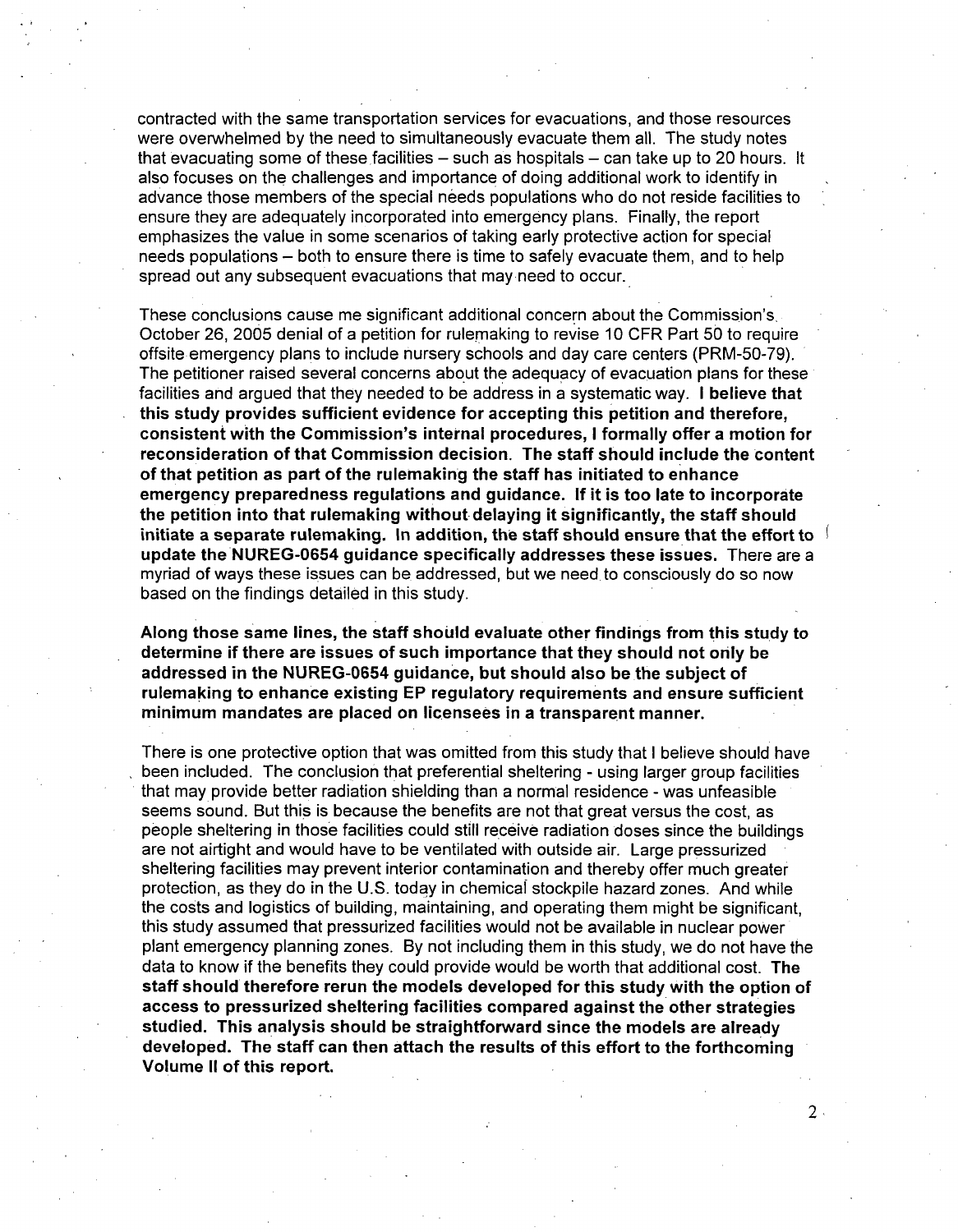contracted with the same transportation services for evacuations, and those resources were overwhelmed by the need to simultaneously evacuate them all. The study notes that evacuating some of these facilities – such as hospitals – can take up to 20 hours. It also focuses on the challenges and importance of doing additional work to identify in advance those members of the special needs populations who do not reside facilities to ensure they are adequately incorporated into emergency plans. Finally, the report emphasizes the value in some scenarios of taking early protective action for special needs populations – both to ensure there is time to safely evacuate them, and to help spread out any subsequent evacuations that may need to occur.

These conclusions cause me significant additional concern about the Commission's October 26, 2005 denial of a petition for rulemaking to revise 10 CFR Part 50 to require offsite emergency plans to include nursery schools and day care centers (PRM-50-79). The petitioner raised several concerns about the adequacy of evacuation plans for these facilities and argued that they needed to be address in a systematic way. **I believe that this study provides sufficient evidence for accepting this petition and therefore, consistent with the Commission's internal procedures, I formally offer a motion for reconsideration of that Commission decision. The staff should include the content of that petition as part of the rulemaking the staff has initiated to enhance emergency preparedness regulations and guidance. If it is too late to incorporate the petition into that rulemaking without delaying it significantly, the staff should initiate a separate rulemaking. In addition, the staff should ensure that the effort to update the NUREG-0654 guidance specifically addresses these issues.** There are a myriad of ways these issues can be addressed, but we need to consciously do so now based on the findings detailed in this study.

**Along those same lines, the staff should evaluate other findings from this study to determine if there are issues of such importance that they should not only be addressed in the NUREG-0654 guidance, but should also be the subject of rulemaking to enhance existing EP regulatory requirements and ensure sufficient minimum mandates are placed on licensees in a transparent manner.**

There is one protective option that was omitted from this study that I believe should have been included. The conclusion that preferential sheltering - using larger group facilities that may provide better radiation shielding than a normal residence - was unfeasible seems sound. But this is because the benefits are not that great versus the cost, as people sheltering in those facilities could still receive radiation doses since the buildings are not airtight and would have to be ventilated with outside air. Large pressurized sheltering facilities may prevent interior contamination and thereby offer much greater protection, as they do in the U.S. today in chemical stockpile hazard zones. And while the costs and logistics of building, maintaining, and operating them might be significant, this study assumed that pressurized facilities would not be available in nuclear power plant emergency planning zones. By not including them in this study, we do not have the data to know if the benefits they could provide would be worth that additional cost. **The staff should therefore rerun the models developed for this study with the option of access to pressurized sheltering facilities compared against the other strategies studied. This analysis should be straightforward since the models are already developed. The staff can then attach the results of this effort to the forthcoming Volume II of this report.**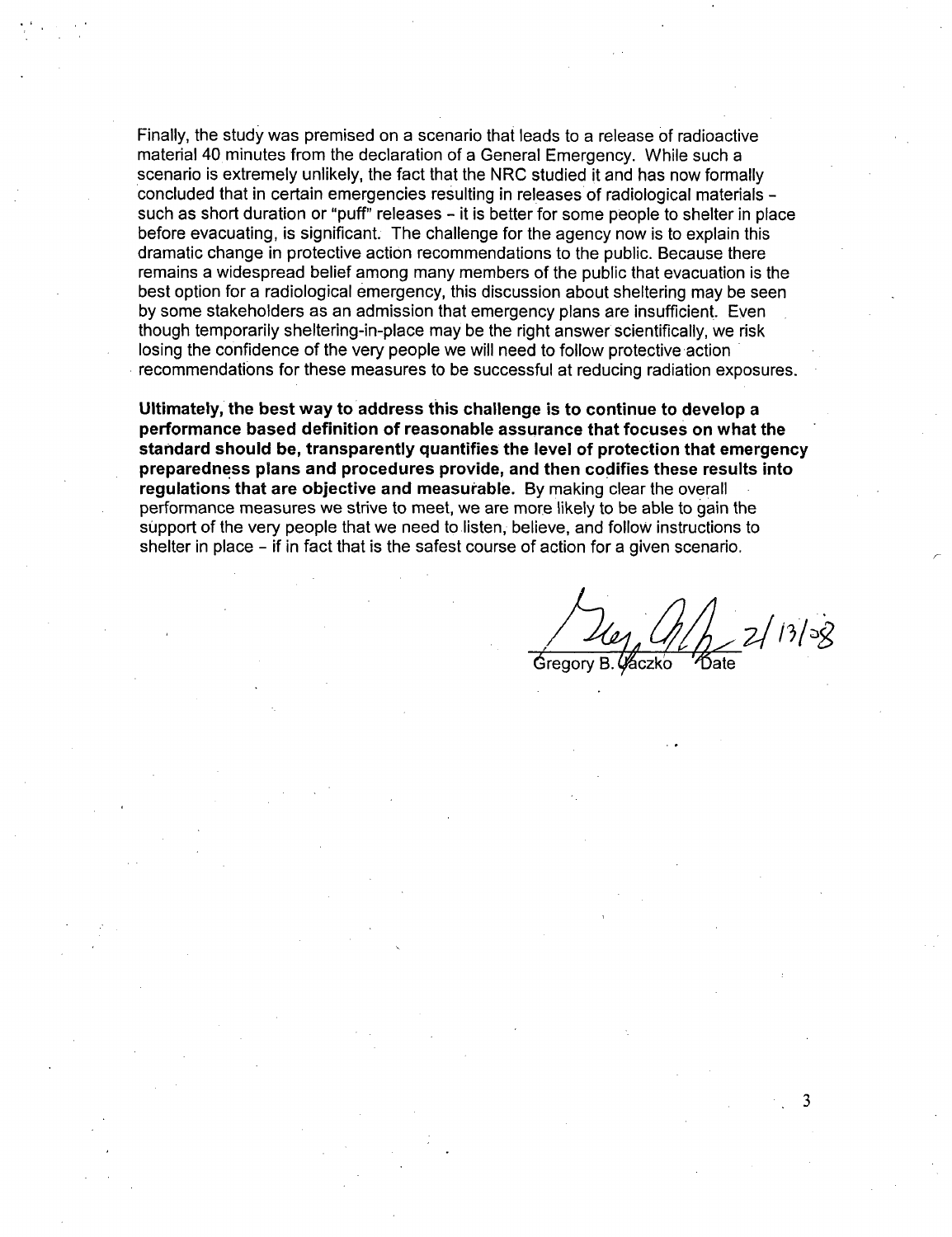Finally, the study was premised on a scenario that leads to a release of radioactive material 40 minutes from the declaration of a General Emergency. While such a scenario is extremely unlikely, the fact that the NRC studied it and has now formally concluded that in certain emergencies resulting in releases of radiological materials - such as short duration or "puff" releases - it is better for some people to shelter in place before evacuating, is significant. The challenge for the agency now is to explain this dramatic change in protective action recommendations to the public. Because there remains a widespread belief among many members of the public that evacuation is the best option for a radiological emergency, this discussion about sheltering may be seen by some stakeholders as an admission that emergency plans are insufficient. Even though temporarily sheltering-in-place may be the right answer scientifically, we risk losing the confidence of the very people we will need to follow protective action recommendations for these measures to be successful at reducing radiation exposures.

**Ultimately, the best way to address this challenge is to continue to develop a performance based definition of reasonable assurance that focuses on what the standard should be, transparently quantifies the level of protection that emergency preparedness plans and procedures provide, and then codifies these results into regulations that are objective and measurable.** By making clear the overall performance measures we strive to meet, we are more likely to be able to gain the support of the very people that we need to listen, believe, and follow instructions to shelter in place - if in fact that is the safest course of action for a given scenario.

Gregory B. Jaczko 2/13/08

Date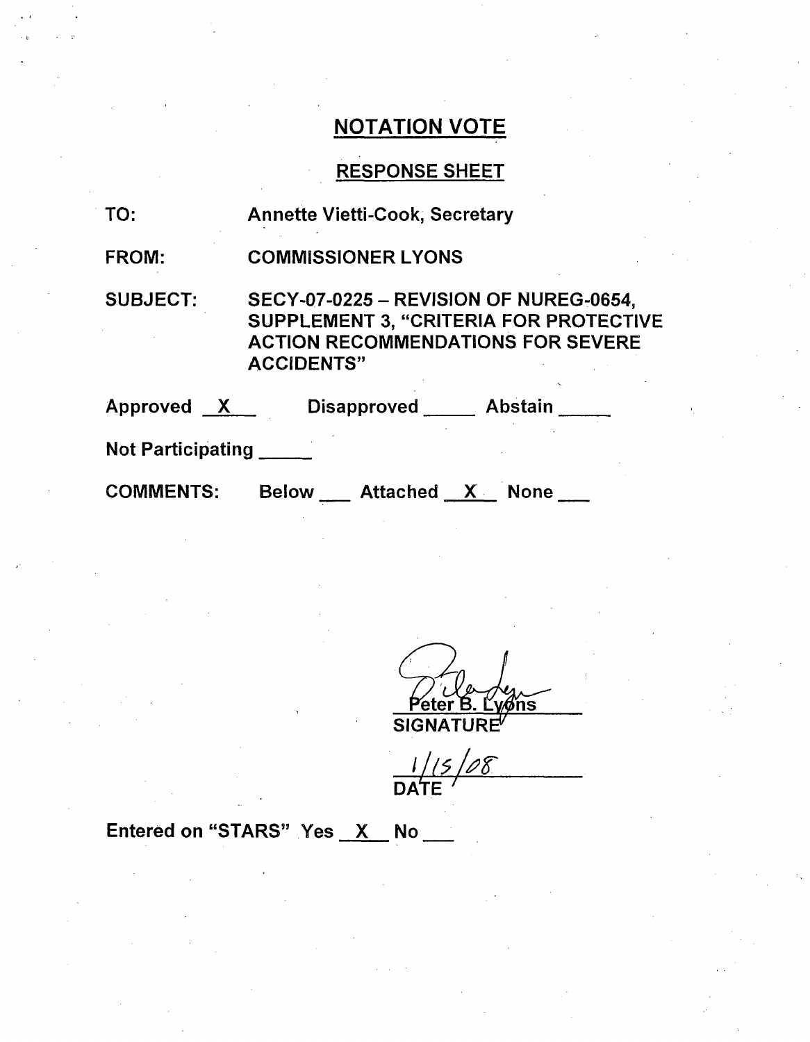## NOTATION VOTE

### RESPONSE SHEET

TO: Annette Vietti-Cook, Secretary

FROM: COMMISSIONER LYONS

SUBJECT: SECY-07-0225 – REVISION OF NUREG-0654, SUPPLEMENT 3, "CRITERIA FOR PROTECTIVE ACTION RECOMMENDATIONS FOR SEVERE ACCIDENTS"

Approved X Disapproved \_\_\_\_\_ Abstain \_\_\_\_\_

Not Participating \_\_\_\_\_

COMMENTS: Below \_\_\_ Attached X None \_\_\_

Peter B. Lyons
SIGNATURE

1/15/08
DATE

Entered on "STARS" Yes X No \_\_\_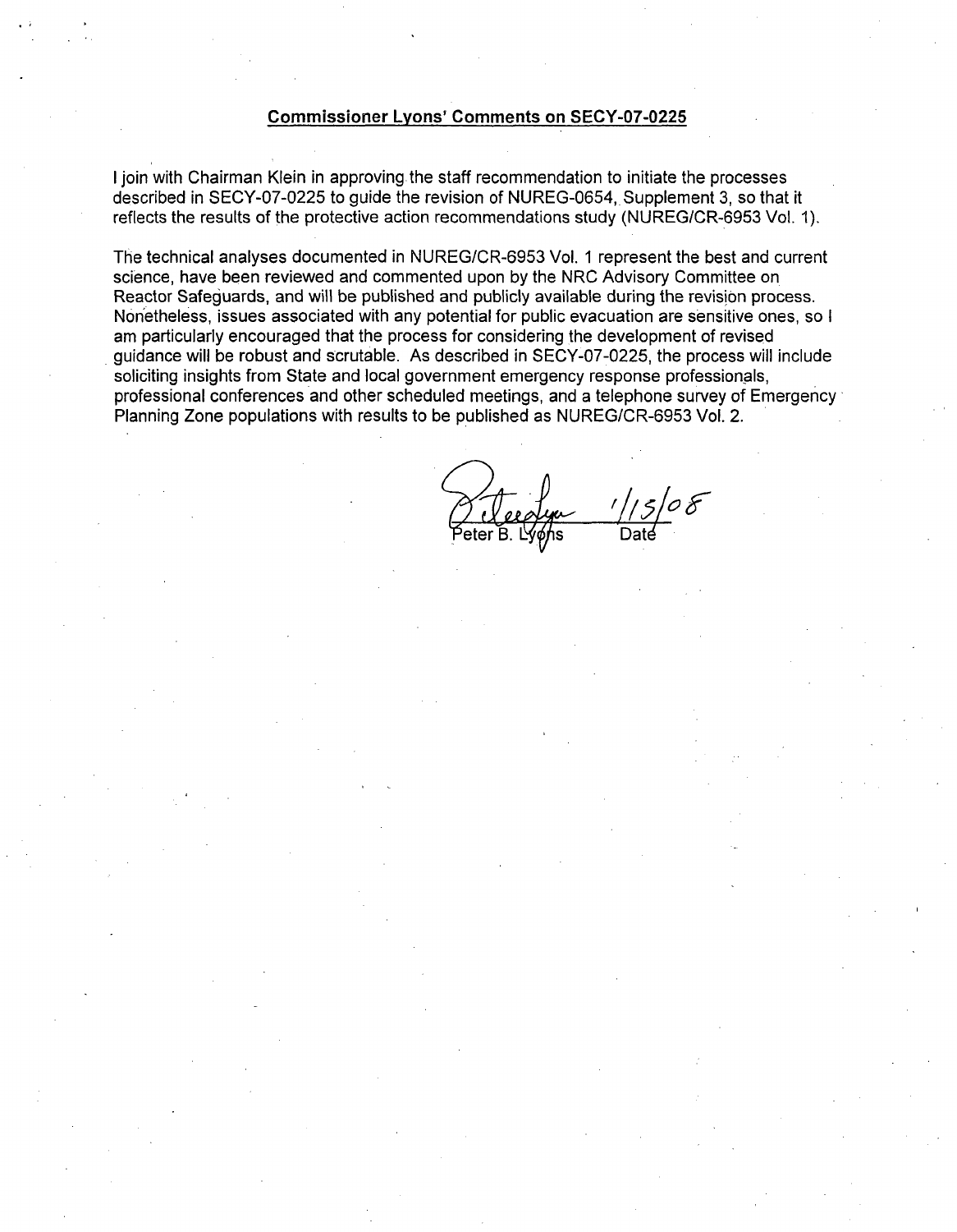**Commissioner Lyons' Comments on SECY-07-0225**

I join with Chairman Klein in approving the staff recommendation to initiate the processes described in SECY-07-0225 to guide the revision of NUREG-0654, Supplement 3, so that it reflects the results of the protective action recommendations study (NUREG/CR-6953 Vol. 1).

The technical analyses documented in NUREG/CR-6953 Vol. 1 represent the best and current science, have been reviewed and commented upon by the NRC Advisory Committee on Reactor Safeguards, and will be published and publicly available during the revision process. Nonetheless, issues associated with any potential for public evacuation are sensitive ones, so I am particularly encouraged that the process for considering the development of revised guidance will be robust and scrutable. As described in SECY-07-0225, the process will include soliciting insights from State and local government emergency response professionals, professional conferences and other scheduled meetings, and a telephone survey of Emergency Planning Zone populations with results to be published as NUREG/CR-6953 Vol. 2.

Peter B. Lyons 1/15/08

Peter B. Lyons Date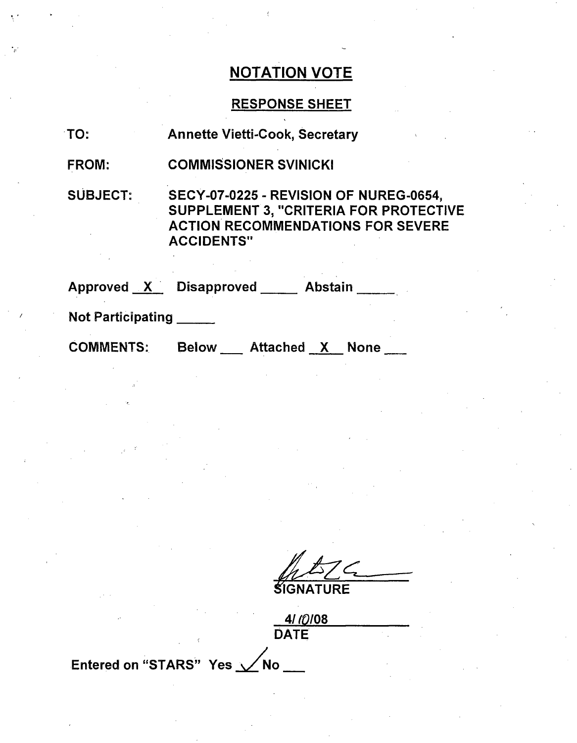# NOTATION VOTE

## RESPONSE SHEET

TO: Annette Vietti-Cook, Secretary

FROM: COMMISSIONER SVINICKI

SUBJECT: SECY-07-0225 - REVISION OF NUREG-0654, SUPPLEMENT 3, "CRITERIA FOR PROTECTIVE ACTION RECOMMENDATIONS FOR SEVERE ACCIDENTS"

Approved \_X\_ Disapproved \_\_\_\_\_ Abstain \_\_\_\_\_

Not Participating \_\_\_\_\_

COMMENTS: Below \_\_\_ Attached \_X\_ None \_\_\_

SIGNATURE

4/10/08
DATE

Entered on "STARS" Yes ✓ No \_\_\_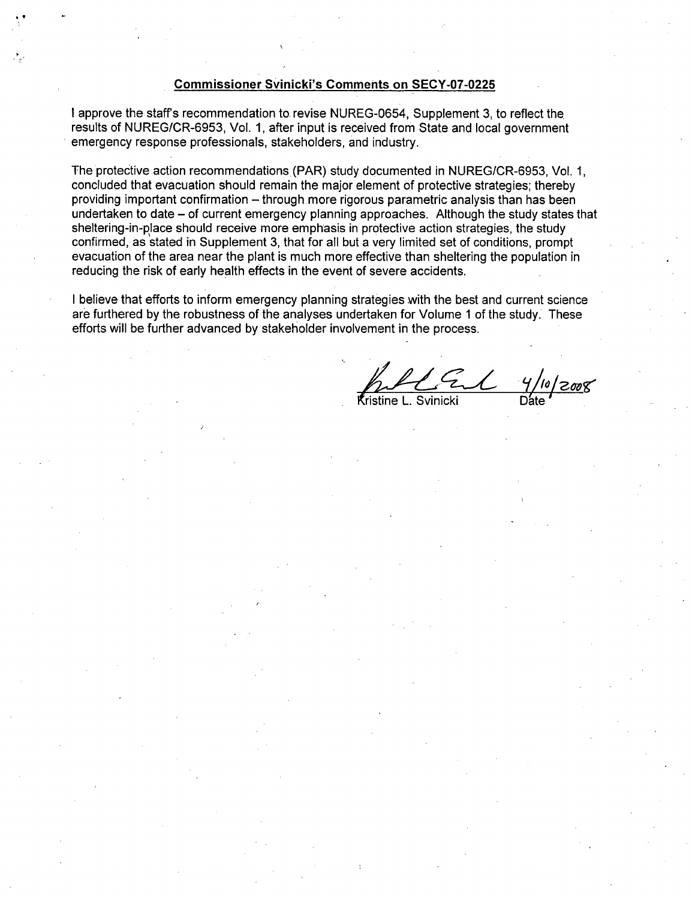**Commissioner Svinicki's Comments on SECY-07-0225**

I approve the staff's recommendation to revise NUREG-0654, Supplement 3, to reflect the results of NUREG/CR-6953, Vol. 1, after input is received from State and local government emergency response professionals, stakeholders, and industry.

The protective action recommendations (PAR) study documented in NUREG/CR-6953, Vol. 1, concluded that evacuation should remain the major element of protective strategies; thereby providing important confirmation – through more rigorous parametric analysis than has been undertaken to date – of current emergency planning approaches. Although the study states that sheltering-in-place should receive more emphasis in protective action strategies, the study confirmed, as stated in Supplement 3, that for all but a very limited set of conditions, prompt evacuation of the area near the plant is much more effective than sheltering the population in reducing the risk of early health effects in the event of severe accidents.

I believe that efforts to inform emergency planning strategies with the best and current science are furthered by the robustness of the analyses undertaken for Volume 1 of the study. These efforts will be further advanced by stakeholder involvement in the process.

Kristine L. Svinicki &emsp; 4/10/2008
Date